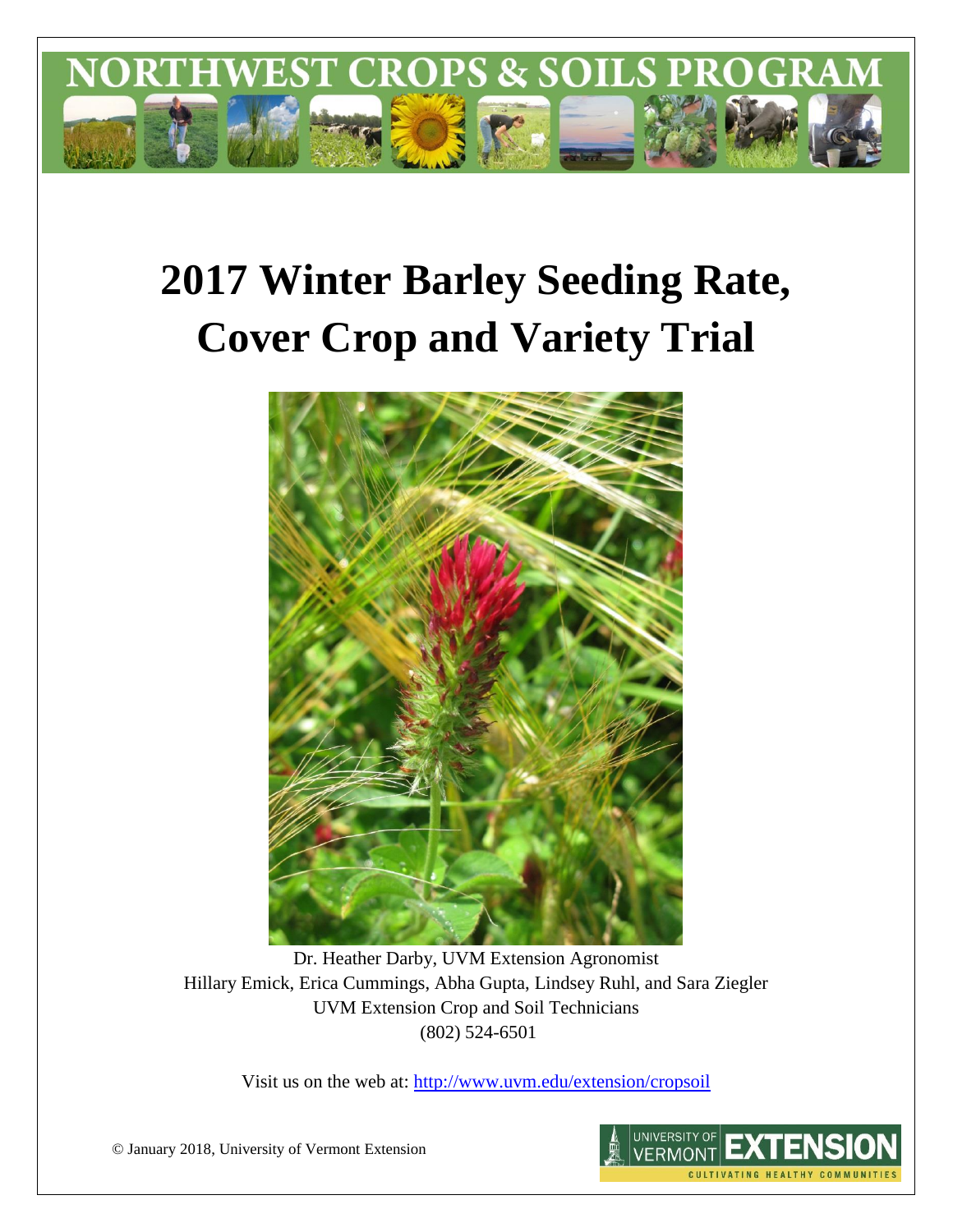NORTHWEST CROPS & SOILS PROGRAM

# 2017 Winter Barley Seeding Rate, Cover Crop and Variety Trial

Dr. Heather Darby, UVM Extension Agronomist
Hillary Emick, Erica Cummings, Abha Gupta, Lindsey Ruhl, and Sara Ziegler
UVM Extension Crop and Soil Technicians
(802) 524-6501

Visit us on the web at: http://www.uvm.edu/extension/cropsoil

© January 2018, University of Vermont Extension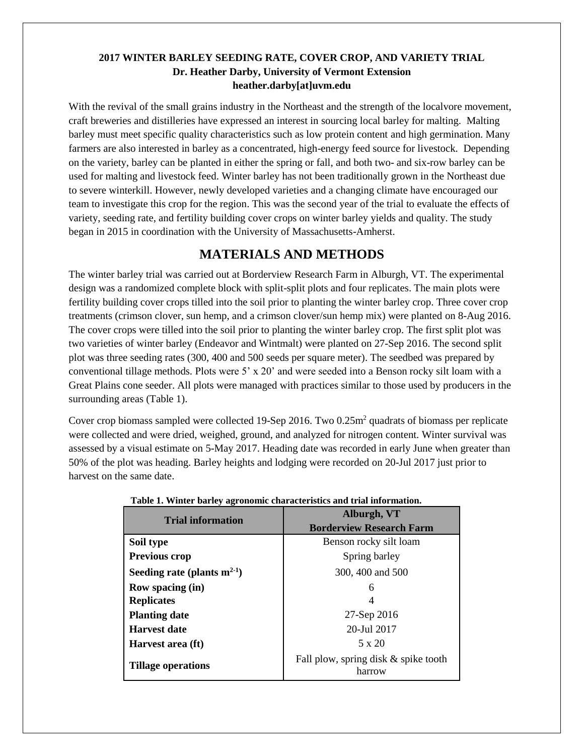**2017 WINTER BARLEY SEEDING RATE, COVER CROP, AND VARIETY TRIAL**
**Dr. Heather Darby, University of Vermont Extension**
**heather.darby[at]uvm.edu**

With the revival of the small grains industry in the Northeast and the strength of the localvore movement, craft breweries and distilleries have expressed an interest in sourcing local barley for malting. Malting barley must meet specific quality characteristics such as low protein content and high germination. Many farmers are also interested in barley as a concentrated, high-energy feed source for livestock. Depending on the variety, barley can be planted in either the spring or fall, and both two- and six-row barley can be used for malting and livestock feed. Winter barley has not been traditionally grown in the Northeast due to severe winterkill. However, newly developed varieties and a changing climate have encouraged our team to investigate this crop for the region. This was the second year of the trial to evaluate the effects of variety, seeding rate, and fertility building cover crops on winter barley yields and quality. The study began in 2015 in coordination with the University of Massachusetts-Amherst.

## MATERIALS AND METHODS

The winter barley trial was carried out at Borderview Research Farm in Alburgh, VT. The experimental design was a randomized complete block with split-split plots and four replicates. The main plots were fertility building cover crops tilled into the soil prior to planting the winter barley crop. Three cover crop treatments (crimson clover, sun hemp, and a crimson clover/sun hemp mix) were planted on 8-Aug 2016. The cover crops were tilled into the soil prior to planting the winter barley crop. The first split plot was two varieties of winter barley (Endeavor and Wintmalt) were planted on 27-Sep 2016. The second split plot was three seeding rates (300, 400 and 500 seeds per square meter). The seedbed was prepared by conventional tillage methods. Plots were 5' x 20' and were seeded into a Benson rocky silt loam with a Great Plains cone seeder. All plots were managed with practices similar to those used by producers in the surrounding areas (Table 1).

Cover crop biomass sampled were collected 19-Sep 2016. Two 0.25m$^2$ quadrats of biomass per replicate were collected and were dried, weighed, ground, and analyzed for nitrogen content. Winter survival was assessed by a visual estimate on 5-May 2017. Heading date was recorded in early June when greater than 50% of the plot was heading. Barley heights and lodging were recorded on 20-Jul 2017 just prior to harvest on the same date.

**Table 1. Winter barley agronomic characteristics and trial information.**

| Trial information | Alburgh, VT Borderview Research Farm |
|---|---|
| **Soil type** | Benson rocky silt loam |
| **Previous crop** | Spring barley |
| **Seeding rate (plants m$^{2-1}$)** | 300, 400 and 500 |
| **Row spacing (in)** | 6 |
| **Replicates** | 4 |
| **Planting date** | 27-Sep 2016 |
| **Harvest date** | 20-Jul 2017 |
| **Harvest area (ft)** | 5 x 20 |
| **Tillage operations** | Fall plow, spring disk & spike tooth harrow |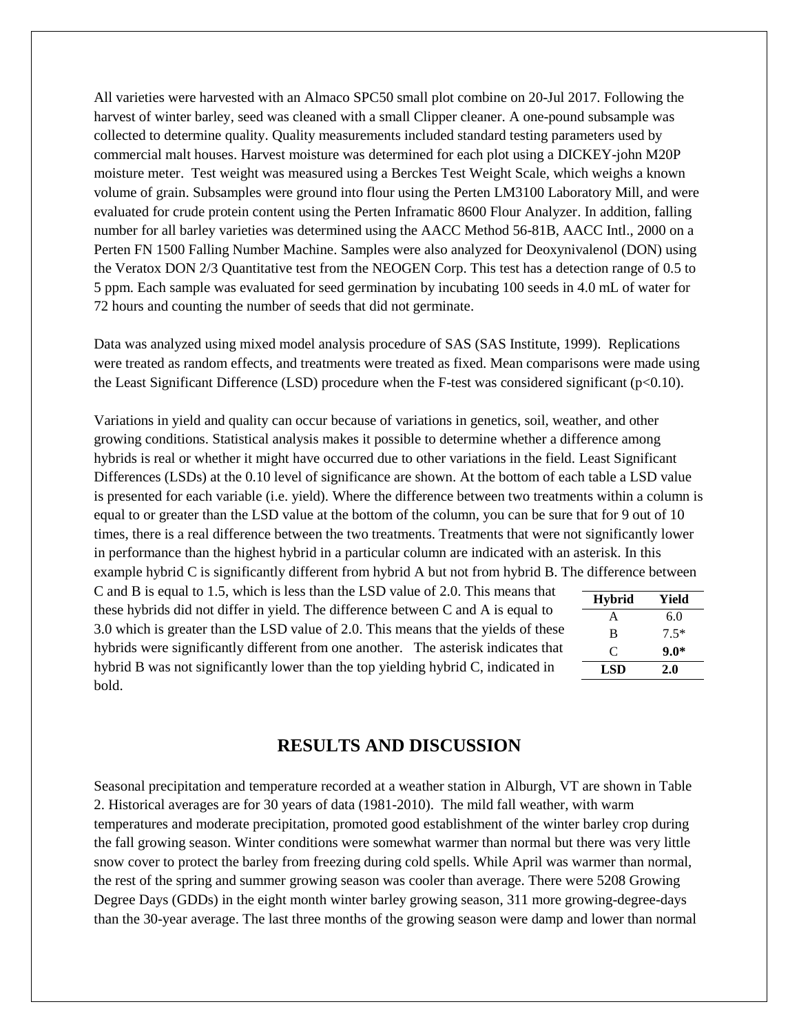All varieties were harvested with an Almaco SPC50 small plot combine on 20-Jul 2017. Following the harvest of winter barley, seed was cleaned with a small Clipper cleaner. A one-pound subsample was collected to determine quality. Quality measurements included standard testing parameters used by commercial malt houses. Harvest moisture was determined for each plot using a DICKEY-john M20P moisture meter. Test weight was measured using a Berckes Test Weight Scale, which weighs a known volume of grain. Subsamples were ground into flour using the Perten LM3100 Laboratory Mill, and were evaluated for crude protein content using the Perten Inframatic 8600 Flour Analyzer. In addition, falling number for all barley varieties was determined using the AACC Method 56-81B, AACC Intl., 2000 on a Perten FN 1500 Falling Number Machine. Samples were also analyzed for Deoxynivalenol (DON) using the Veratox DON 2/3 Quantitative test from the NEOGEN Corp. This test has a detection range of 0.5 to 5 ppm. Each sample was evaluated for seed germination by incubating 100 seeds in 4.0 mL of water for 72 hours and counting the number of seeds that did not germinate.

Data was analyzed using mixed model analysis procedure of SAS (SAS Institute, 1999). Replications were treated as random effects, and treatments were treated as fixed. Mean comparisons were made using the Least Significant Difference (LSD) procedure when the F-test was considered significant ($p<0.10$).

Variations in yield and quality can occur because of variations in genetics, soil, weather, and other growing conditions. Statistical analysis makes it possible to determine whether a difference among hybrids is real or whether it might have occurred due to other variations in the field. Least Significant Differences (LSDs) at the 0.10 level of significance are shown. At the bottom of each table a LSD value is presented for each variable (i.e. yield). Where the difference between two treatments within a column is equal to or greater than the LSD value at the bottom of the column, you can be sure that for 9 out of 10 times, there is a real difference between the two treatments. Treatments that were not significantly lower in performance than the highest hybrid in a particular column are indicated with an asterisk. In this example hybrid C is significantly different from hybrid A but not from hybrid B. The difference between C and B is equal to 1.5, which is less than the LSD value of 2.0. This means that these hybrids did not differ in yield. The difference between C and A is equal to 3.0 which is greater than the LSD value of 2.0. This means that the yields of these hybrids were significantly different from one another. The asterisk indicates that hybrid B was not significantly lower than the top yielding hybrid C, indicated in bold.

| Hybrid | Yield |
|---|---|
| A | 6.0 |
| B | 7.5* |
| C | **9.0*** |
| **LSD** | **2.0** |

## RESULTS AND DISCUSSION

Seasonal precipitation and temperature recorded at a weather station in Alburgh, VT are shown in Table 2. Historical averages are for 30 years of data (1981-2010). The mild fall weather, with warm temperatures and moderate precipitation, promoted good establishment of the winter barley crop during the fall growing season. Winter conditions were somewhat warmer than normal but there was very little snow cover to protect the barley from freezing during cold spells. While April was warmer than normal, the rest of the spring and summer growing season was cooler than average. There were 5208 Growing Degree Days (GDDs) in the eight month winter barley growing season, 311 more growing-degree-days than the 30-year average. The last three months of the growing season were damp and lower than normal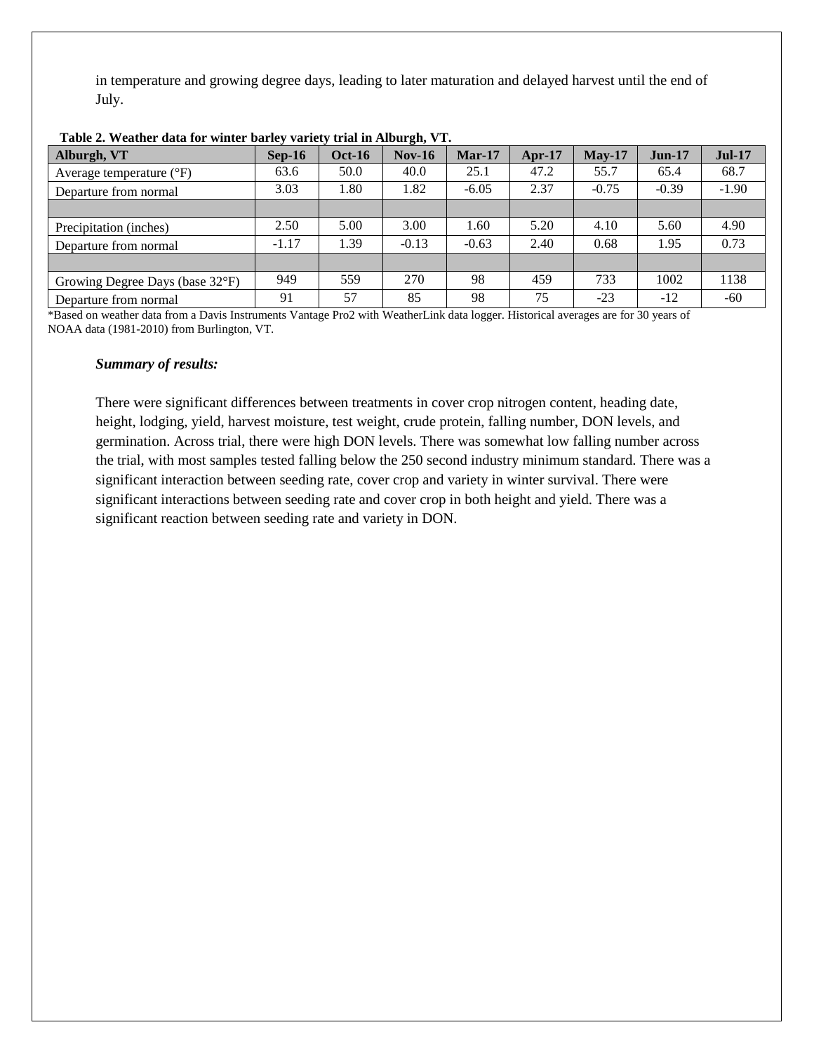in temperature and growing degree days, leading to later maturation and delayed harvest until the end of July.

**Table 2. Weather data for winter barley variety trial in Alburgh, VT.**

| Alburgh, VT | Sep-16 | Oct-16 | Nov-16 | Mar-17 | Apr-17 | May-17 | Jun-17 | Jul-17 |
|---|---|---|---|---|---|---|---|---|
| Average temperature (°F) | 63.6 | 50.0 | 40.0 | 25.1 | 47.2 | 55.7 | 65.4 | 68.7 |
| Departure from normal | 3.03 | 1.80 | 1.82 | -6.05 | 2.37 | -0.75 | -0.39 | -1.90 |
| | | | | | | | | |
| Precipitation (inches) | 2.50 | 5.00 | 3.00 | 1.60 | 5.20 | 4.10 | 5.60 | 4.90 |
| Departure from normal | -1.17 | 1.39 | -0.13 | -0.63 | 2.40 | 0.68 | 1.95 | 0.73 |
| | | | | | | | | |
| Growing Degree Days (base 32°F) | 949 | 559 | 270 | 98 | 459 | 733 | 1002 | 1138 |
| Departure from normal | 91 | 57 | 85 | 98 | 75 | -23 | -12 | -60 |

*Based on weather data from a Davis Instruments Vantage Pro2 with WeatherLink data logger. Historical averages are for 30 years of NOAA data (1981-2010) from Burlington, VT.

***Summary of results:***

There were significant differences between treatments in cover crop nitrogen content, heading date, height, lodging, yield, harvest moisture, test weight, crude protein, falling number, DON levels, and germination. Across trial, there were high DON levels. There was somewhat low falling number across the trial, with most samples tested falling below the 250 second industry minimum standard. There was a significant interaction between seeding rate, cover crop and variety in winter survival. There were significant interactions between seeding rate and cover crop in both height and yield. There was a significant reaction between seeding rate and variety in DON.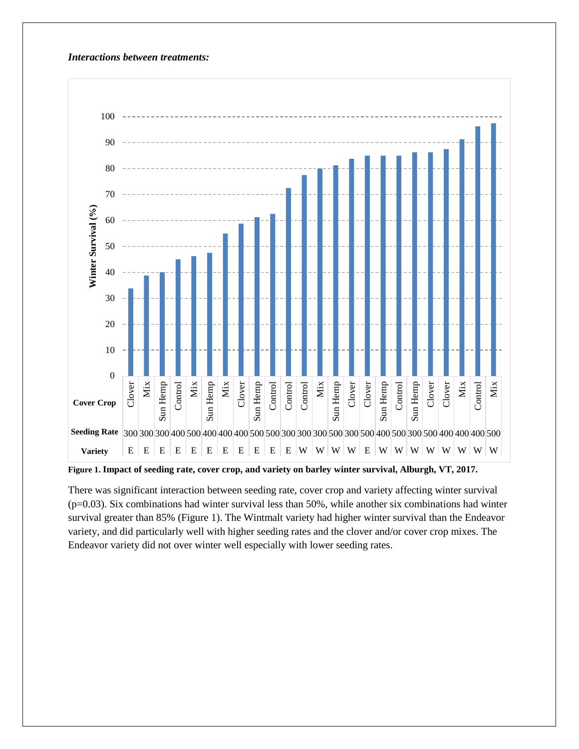***Interactions between treatments:***

| Cover Crop | Clover | Mix | Sun Hemp | Control | Mix | Sun Hemp | Mix | Clover | Sun Hemp | Control | Control | Control | Mix | Sun Hemp | Clover | Clover | Sun Hemp | Control | Sun Hemp | Clover | Clover | Mix | Control | Mix |
|---|---|---|---|---|---|---|---|---|---|---|---|---|---|---|---|---|---|---|---|---|---|---|---|---|
| **Seeding Rate** | 300 | 300 | 300 | 400 | 500 | 400 | 400 | 400 | 500 | 500 | 300 | 300 | 300 | 500 | 300 | 500 | 400 | 500 | 300 | 500 | 400 | 400 | 400 | 500 |
| **Variety** | E | E | E | E | E | E | E | E | E | E | E | W | W | W | W | E | W | W | W | W | W | W | W | W |

**Figure 1. Impact of seeding rate, cover crop, and variety on barley winter survival, Alburgh, VT, 2017.**

There was significant interaction between seeding rate, cover crop and variety affecting winter survival ($p=0.03$). Six combinations had winter survival less than 50%, while another six combinations had winter survival greater than 85% (Figure 1). The Wintmalt variety had higher winter survival than the Endeavor variety, and did particularly well with higher seeding rates and the clover and/or cover crop mixes. The Endeavor variety did not over winter well especially with lower seeding rates.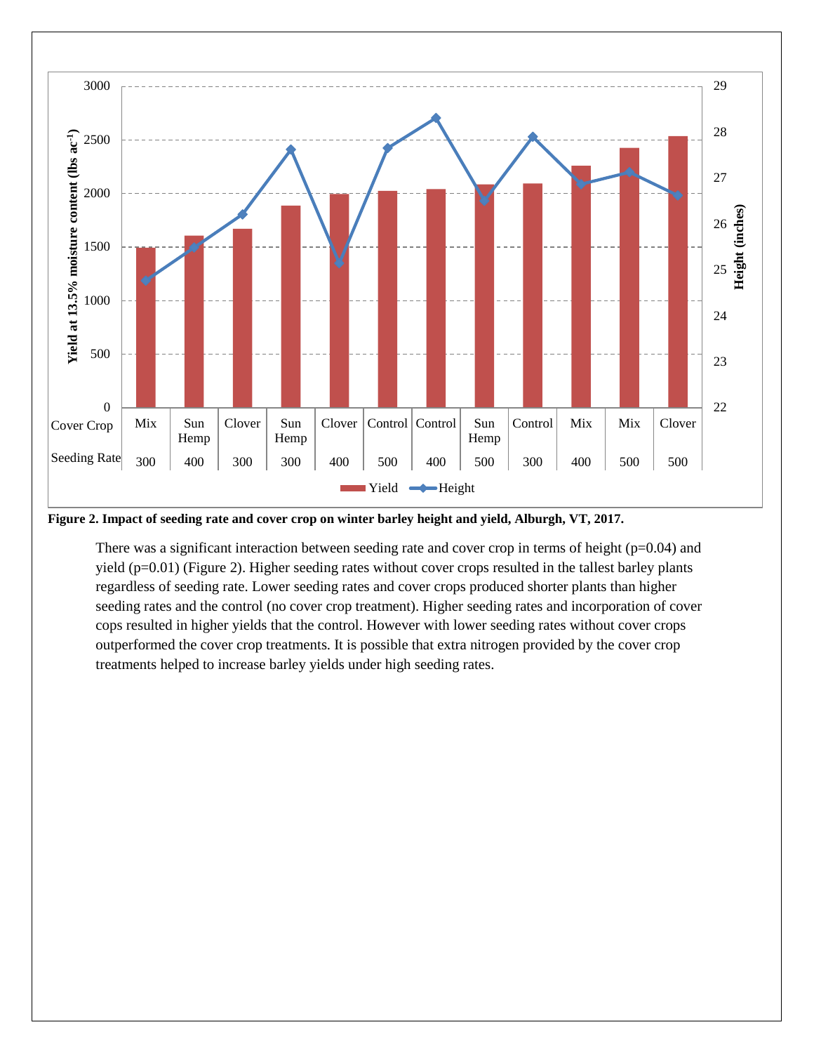Figure 2. Impact of seeding rate and cover crop on winter barley height and yield, Alburgh, VT, 2017.

There was a significant interaction between seeding rate and cover crop in terms of height (p=0.04) and yield (p=0.01) (Figure 2). Higher seeding rates without cover crops resulted in the tallest barley plants regardless of seeding rate. Lower seeding rates and cover crops produced shorter plants than higher seeding rates and the control (no cover crop treatment). Higher seeding rates and incorporation of cover cops resulted in higher yields that the control. However with lower seeding rates without cover crops outperformed the cover crop treatments. It is possible that extra nitrogen provided by the cover crop treatments helped to increase barley yields under high seeding rates.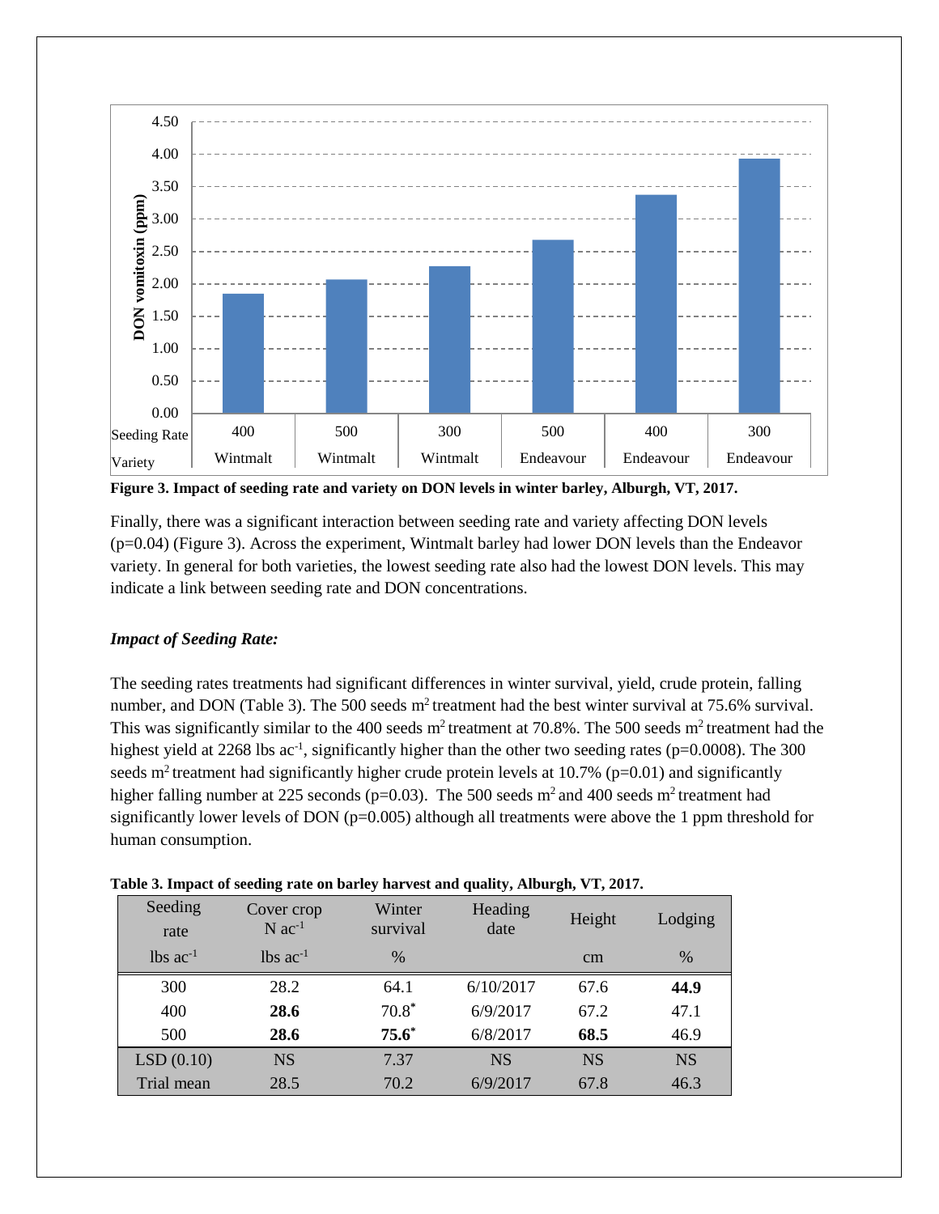Figure 3. Impact of seeding rate and variety on DON levels in winter barley, Alburgh, VT, 2017.

Finally, there was a significant interaction between seeding rate and variety affecting DON levels (p=0.04) (Figure 3). Across the experiment, Wintmalt barley had lower DON levels than the Endeavor variety. In general for both varieties, the lowest seeding rate also had the lowest DON levels. This may indicate a link between seeding rate and DON concentrations.

### *Impact of Seeding Rate:*

The seeding rates treatments had significant differences in winter survival, yield, crude protein, falling number, and DON (Table 3). The 500 seeds $m^2$ treatment had the best winter survival at 75.6% survival. This was significantly similar to the 400 seeds $m^2$ treatment at 70.8%. The 500 seeds $m^2$ treatment had the highest yield at 2268 lbs $ac^{-1}$, significantly higher than the other two seeding rates (p=0.0008). The 300 seeds $m^2$ treatment had significantly higher crude protein levels at 10.7% (p=0.01) and significantly higher falling number at 225 seconds (p=0.03). The 500 seeds $m^2$ and 400 seeds $m^2$ treatment had significantly lower levels of DON (p=0.005) although all treatments were above the 1 ppm threshold for human consumption.

**Table 3. Impact of seeding rate on barley harvest and quality, Alburgh, VT, 2017.**

| Seeding rate | Cover crop N $ac^{-1}$ | Winter survival | Heading date | Height | Lodging |
|---|---|---|---|---|---|
| lbs $ac^{-1}$ | lbs $ac^{-1}$ | % | | cm | % |
| 300 | 28.2 | 64.1 | 6/10/2017 | 67.6 | **44.9** |
| 400 | **28.6** | 70.8* | 6/9/2017 | 67.2 | 47.1 |
| 500 | **28.6** | **75.6*** | 6/8/2017 | **68.5** | 46.9 |
| LSD (0.10) | NS | 7.37 | NS | NS | NS |
| Trial mean | 28.5 | 70.2 | 6/9/2017 | 67.8 | 46.3 |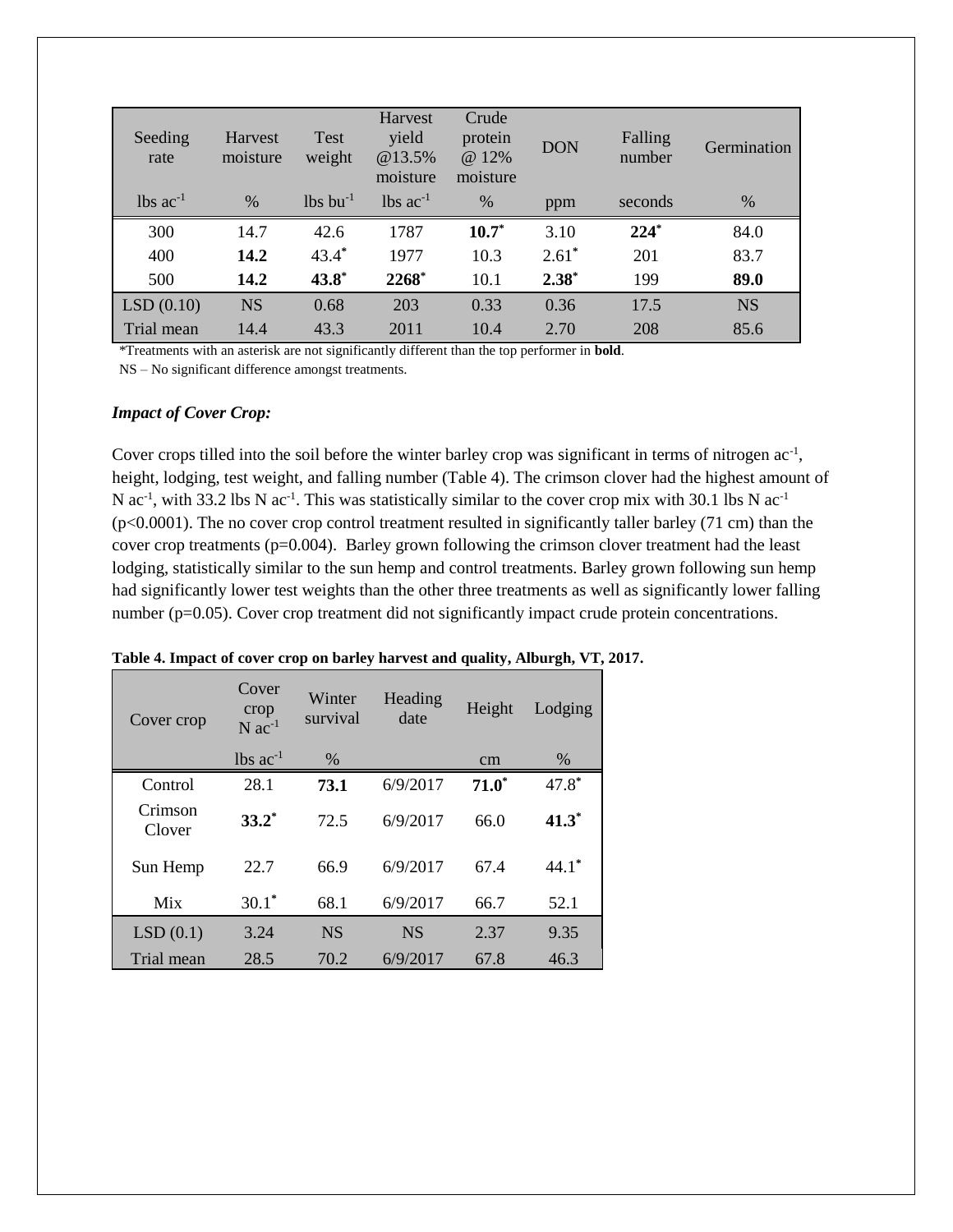| Seeding rate | Harvest moisture | Test weight | Harvest yield @13.5% moisture | Crude protein @ 12% moisture | DON | Falling number | Germination |
|---|---|---|---|---|---|---|---|
| lbs ac$^{-1}$ | % | lbs bu$^{-1}$ | lbs ac$^{-1}$ | % | ppm | seconds | % |
| 300 | 14.7 | 42.6 | 1787 | **10.7*** | 3.10 | **224*** | 84.0 |
| 400 | **14.2** | 43.4* | 1977 | 10.3 | 2.61* | 201 | 83.7 |
| 500 | **14.2** | **43.8*** | **2268*** | 10.1 | **2.38*** | 199 | **89.0** |
| LSD (0.10) | NS | 0.68 | 203 | 0.33 | 0.36 | 17.5 | NS |
| Trial mean | 14.4 | 43.3 | 2011 | 10.4 | 2.70 | 208 | 85.6 |

*Treatments with an asterisk are not significantly different than the top performer in **bold**.

NS – No significant difference amongst treatments.

### *Impact of Cover Crop:*

Cover crops tilled into the soil before the winter barley crop was significant in terms of nitrogen ac$^{-1}$, height, lodging, test weight, and falling number (Table 4). The crimson clover had the highest amount of N ac$^{-1}$, with 33.2 lbs N ac$^{-1}$. This was statistically similar to the cover crop mix with 30.1 lbs N ac$^{-1}$ ($p<0.0001$). The no cover crop control treatment resulted in significantly taller barley (71 cm) than the cover crop treatments ($p=0.004$). Barley grown following the crimson clover treatment had the least lodging, statistically similar to the sun hemp and control treatments. Barley grown following sun hemp had significantly lower test weights than the other three treatments as well as significantly lower falling number ($p=0.05$). Cover crop treatment did not significantly impact crude protein concentrations.

**Table 4. Impact of cover crop on barley harvest and quality, Alburgh, VT, 2017.**

| Cover crop | Cover crop N ac$^{-1}$ | Winter survival | Heading date | Height | Lodging |
|---|---|---|---|---|---|
| | lbs ac$^{-1}$ | % | | cm | % |
| Control | 28.1 | **73.1** | 6/9/2017 | **71.0*** | 47.8* |
| Crimson Clover | **33.2*** | 72.5 | 6/9/2017 | 66.0 | **41.3*** |
| Sun Hemp | 22.7 | 66.9 | 6/9/2017 | 67.4 | 44.1* |
| Mix | 30.1* | 68.1 | 6/9/2017 | 66.7 | 52.1 |
| LSD (0.1) | 3.24 | NS | NS | 2.37 | 9.35 |
| Trial mean | 28.5 | 70.2 | 6/9/2017 | 67.8 | 46.3 |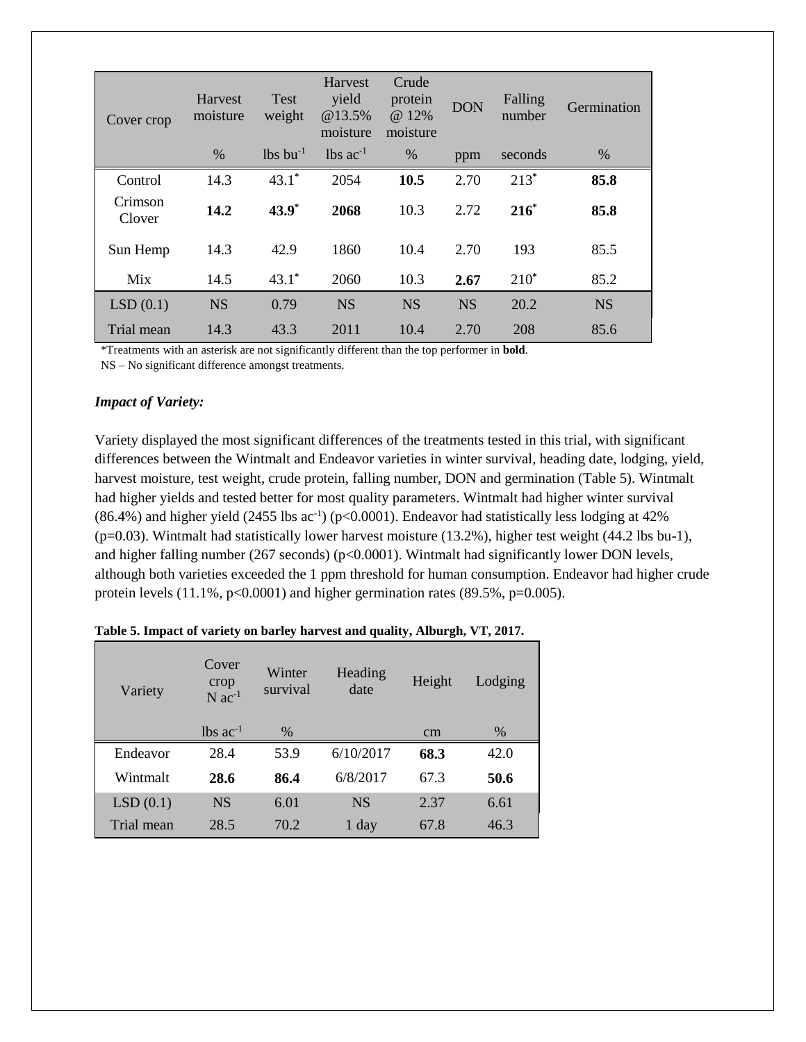| Cover crop | Harvest moisture | Test weight | Harvest yield @13.5% moisture | Crude protein @ 12% moisture | DON | Falling number | Germination |
|---|---|---|---|---|---|---|---|
| | % | lbs bu$^{-1}$ | lbs ac$^{-1}$ | % | ppm | seconds | % |
| Control | 14.3 | 43.1* | 2054 | **10.5** | 2.70 | 213* | **85.8** |
| Crimson Clover | **14.2** | **43.9*** | **2068** | 10.3 | 2.72 | **216*** | **85.8** |
| Sun Hemp | 14.3 | 42.9 | 1860 | 10.4 | 2.70 | 193 | 85.5 |
| Mix | 14.5 | 43.1* | 2060 | 10.3 | **2.67** | 210* | 85.2 |
| LSD (0.1) | NS | 0.79 | NS | NS | NS | 20.2 | NS |
| Trial mean | 14.3 | 43.3 | 2011 | 10.4 | 2.70 | 208 | 85.6 |

*Treatments with an asterisk are not significantly different than the top performer in **bold**.
NS – No significant difference amongst treatments.

### *Impact of Variety:*

Variety displayed the most significant differences of the treatments tested in this trial, with significant differences between the Wintmalt and Endeavor varieties in winter survival, heading date, lodging, yield, harvest moisture, test weight, crude protein, falling number, DON and germination (Table 5). Wintmalt had higher yields and tested better for most quality parameters. Wintmalt had higher winter survival (86.4%) and higher yield (2455 lbs ac$^{-1}$) ($p<0.0001$). Endeavor had statistically less lodging at 42% ($p=0.03$). Wintmalt had statistically lower harvest moisture (13.2%), higher test weight (44.2 lbs bu-1), and higher falling number (267 seconds) ($p<0.0001$). Wintmalt had significantly lower DON levels, although both varieties exceeded the 1 ppm threshold for human consumption. Endeavor had higher crude protein levels (11.1%, $p<0.0001$) and higher germination rates (89.5%, $p=0.005$).

**Table 5. Impact of variety on barley harvest and quality, Alburgh, VT, 2017.**

| Variety | Cover crop N ac$^{-1}$ | Winter survival | Heading date | Height | Lodging |
|---|---|---|---|---|---|
| | lbs ac$^{-1}$ | % | | cm | % |
| Endeavor | 28.4 | 53.9 | 6/10/2017 | **68.3** | 42.0 |
| Wintmalt | **28.6** | **86.4** | 6/8/2017 | 67.3 | **50.6** |
| LSD (0.1) | NS | 6.01 | NS | 2.37 | 6.61 |
| Trial mean | 28.5 | 70.2 | 1 day | 67.8 | 46.3 |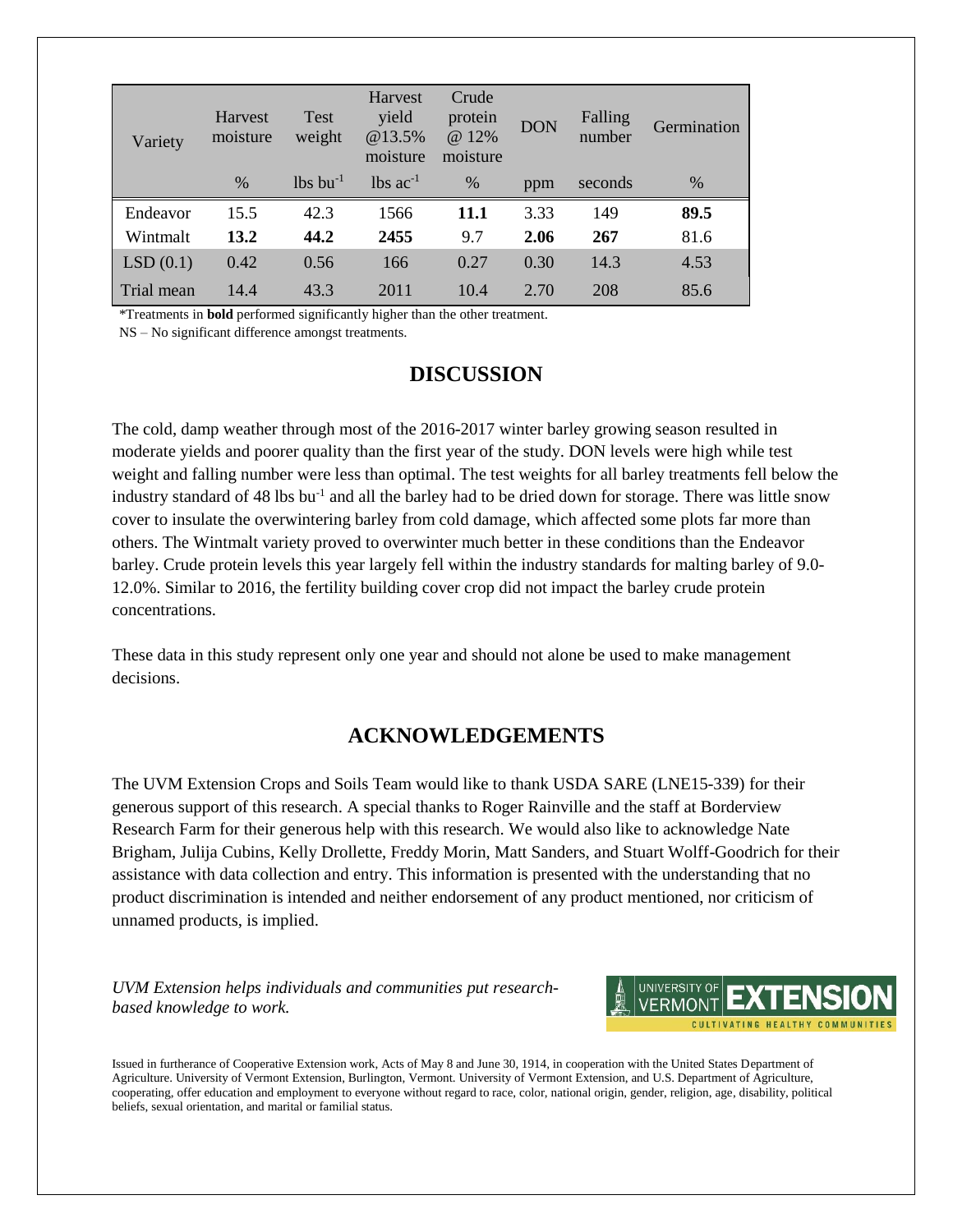| Variety | Harvest moisture | Test weight | Harvest yield @13.5% moisture | Crude protein @ 12% moisture | DON | Falling number | Germination |
|---|---|---|---|---|---|---|---|
| | % | lbs bu$^{-1}$ | lbs ac$^{-1}$ | % | ppm | seconds | % |
| Endeavor | 15.5 | 42.3 | 1566 | **11.1** | 3.33 | 149 | **89.5** |
| Wintmalt | **13.2** | **44.2** | **2455** | 9.7 | **2.06** | **267** | 81.6 |
| LSD (0.1) | 0.42 | 0.56 | 166 | 0.27 | 0.30 | 14.3 | 4.53 |
| Trial mean | 14.4 | 43.3 | 2011 | 10.4 | 2.70 | 208 | 85.6 |

*Treatments in **bold** performed significantly higher than the other treatment.

NS – No significant difference amongst treatments.

## DISCUSSION

The cold, damp weather through most of the 2016-2017 winter barley growing season resulted in moderate yields and poorer quality than the first year of the study. DON levels were high while test weight and falling number were less than optimal. The test weights for all barley treatments fell below the industry standard of 48 lbs bu$^{-1}$ and all the barley had to be dried down for storage. There was little snow cover to insulate the overwintering barley from cold damage, which affected some plots far more than others. The Wintmalt variety proved to overwinter much better in these conditions than the Endeavor barley. Crude protein levels this year largely fell within the industry standards for malting barley of 9.0-12.0%. Similar to 2016, the fertility building cover crop did not impact the barley crude protein concentrations.

These data in this study represent only one year and should not alone be used to make management decisions.

## ACKNOWLEDGEMENTS

The UVM Extension Crops and Soils Team would like to thank USDA SARE (LNE15-339) for their generous support of this research. A special thanks to Roger Rainville and the staff at Borderview Research Farm for their generous help with this research. We would also like to acknowledge Nate Brigham, Julija Cubins, Kelly Drollette, Freddy Morin, Matt Sanders, and Stuart Wolff-Goodrich for their assistance with data collection and entry. This information is presented with the understanding that no product discrimination is intended and neither endorsement of any product mentioned, nor criticism of unnamed products, is implied.

*UVM Extension helps individuals and communities put research-based knowledge to work.*

UNIVERSITY OF VERMONT EXTENSION
CULTIVATING HEALTHY COMMUNITIES

Issued in furtherance of Cooperative Extension work, Acts of May 8 and June 30, 1914, in cooperation with the United States Department of Agriculture. University of Vermont Extension, Burlington, Vermont. University of Vermont Extension, and U.S. Department of Agriculture, cooperating, offer education and employment to everyone without regard to race, color, national origin, gender, religion, age, disability, political beliefs, sexual orientation, and marital or familial status.